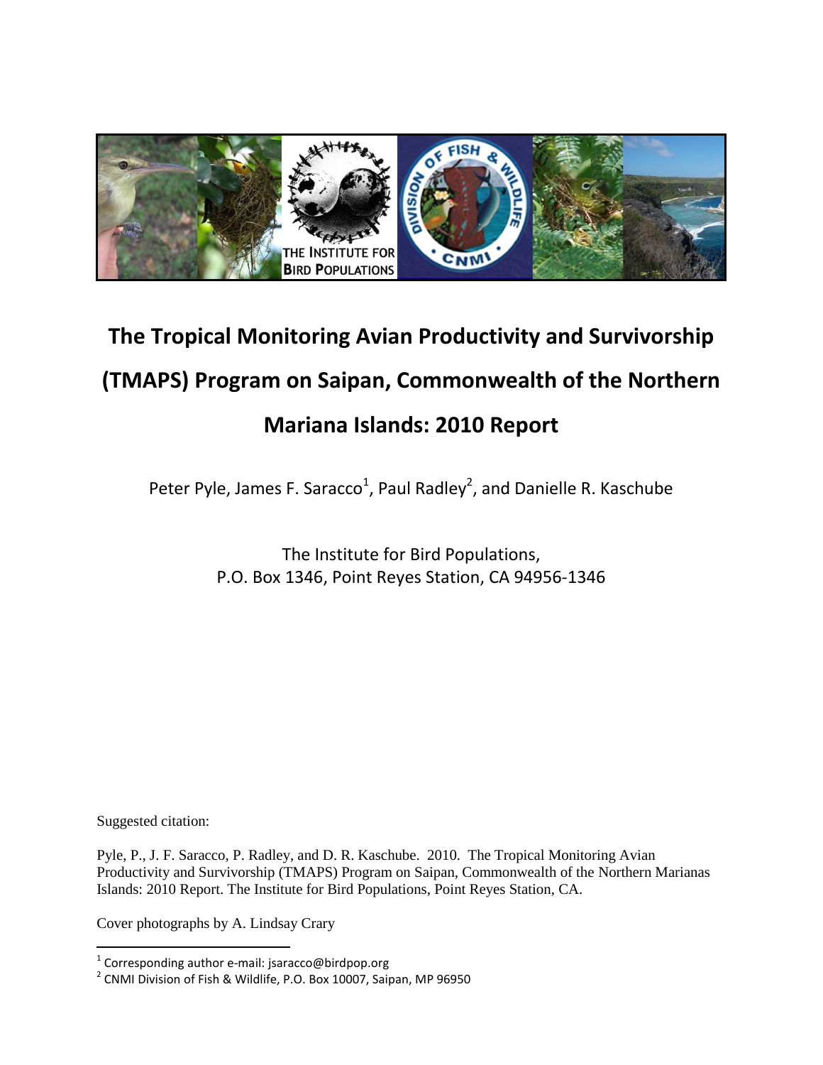# The Tropical Monitoring Avian Productivity and Survivorship (TMAPS) Program on Saipan, Commonwealth of the Northern Mariana Islands: 2010 Report

Peter Pyle, James F. Saracco[1], Paul Radley[2], and Danielle R. Kaschube

The Institute for Bird Populations,
P.O. Box 1346, Point Reyes Station, CA 94956-1346

Suggested citation:

Pyle, P., J. F. Saracco, P. Radley, and D. R. Kaschube. 2010. The Tropical Monitoring Avian Productivity and Survivorship (TMAPS) Program on Saipan, Commonwealth of the Northern Marianas Islands: 2010 Report. The Institute for Bird Populations, Point Reyes Station, CA.

Cover photographs by A. Lindsay Crary

---

[1] Corresponding author e-mail: jsaracco@birdpop.org

[2] CNMI Division of Fish & Wildlife, P.O. Box 10007, Saipan, MP 96950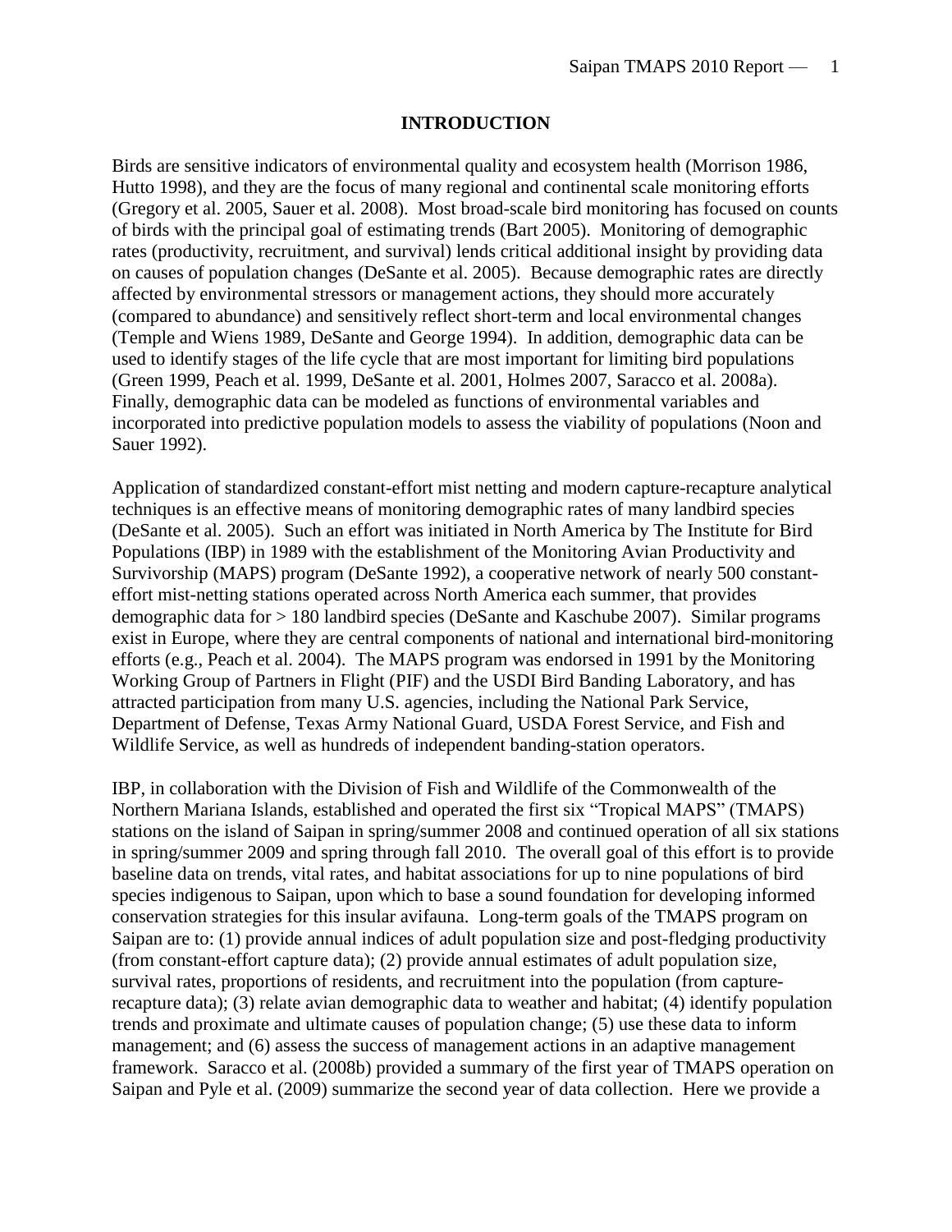# INTRODUCTION

Birds are sensitive indicators of environmental quality and ecosystem health (Morrison 1986, Hutto 1998), and they are the focus of many regional and continental scale monitoring efforts (Gregory et al. 2005, Sauer et al. 2008). Most broad-scale bird monitoring has focused on counts of birds with the principal goal of estimating trends (Bart 2005). Monitoring of demographic rates (productivity, recruitment, and survival) lends critical additional insight by providing data on causes of population changes (DeSante et al. 2005). Because demographic rates are directly affected by environmental stressors or management actions, they should more accurately (compared to abundance) and sensitively reflect short-term and local environmental changes (Temple and Wiens 1989, DeSante and George 1994). In addition, demographic data can be used to identify stages of the life cycle that are most important for limiting bird populations (Green 1999, Peach et al. 1999, DeSante et al. 2001, Holmes 2007, Saracco et al. 2008a). Finally, demographic data can be modeled as functions of environmental variables and incorporated into predictive population models to assess the viability of populations (Noon and Sauer 1992).

Application of standardized constant-effort mist netting and modern capture-recapture analytical techniques is an effective means of monitoring demographic rates of many landbird species (DeSante et al. 2005). Such an effort was initiated in North America by The Institute for Bird Populations (IBP) in 1989 with the establishment of the Monitoring Avian Productivity and Survivorship (MAPS) program (DeSante 1992), a cooperative network of nearly 500 constant-effort mist-netting stations operated across North America each summer, that provides demographic data for > 180 landbird species (DeSante and Kaschube 2007). Similar programs exist in Europe, where they are central components of national and international bird-monitoring efforts (e.g., Peach et al. 2004). The MAPS program was endorsed in 1991 by the Monitoring Working Group of Partners in Flight (PIF) and the USDI Bird Banding Laboratory, and has attracted participation from many U.S. agencies, including the National Park Service, Department of Defense, Texas Army National Guard, USDA Forest Service, and Fish and Wildlife Service, as well as hundreds of independent banding-station operators.

IBP, in collaboration with the Division of Fish and Wildlife of the Commonwealth of the Northern Mariana Islands, established and operated the first six "Tropical MAPS" (TMAPS) stations on the island of Saipan in spring/summer 2008 and continued operation of all six stations in spring/summer 2009 and spring through fall 2010. The overall goal of this effort is to provide baseline data on trends, vital rates, and habitat associations for up to nine populations of bird species indigenous to Saipan, upon which to base a sound foundation for developing informed conservation strategies for this insular avifauna. Long-term goals of the TMAPS program on Saipan are to: (1) provide annual indices of adult population size and post-fledging productivity (from constant-effort capture data); (2) provide annual estimates of adult population size, survival rates, proportions of residents, and recruitment into the population (from capture-recapture data); (3) relate avian demographic data to weather and habitat; (4) identify population trends and proximate and ultimate causes of population change; (5) use these data to inform management; and (6) assess the success of management actions in an adaptive management framework. Saracco et al. (2008b) provided a summary of the first year of TMAPS operation on Saipan and Pyle et al. (2009) summarize the second year of data collection. Here we provide a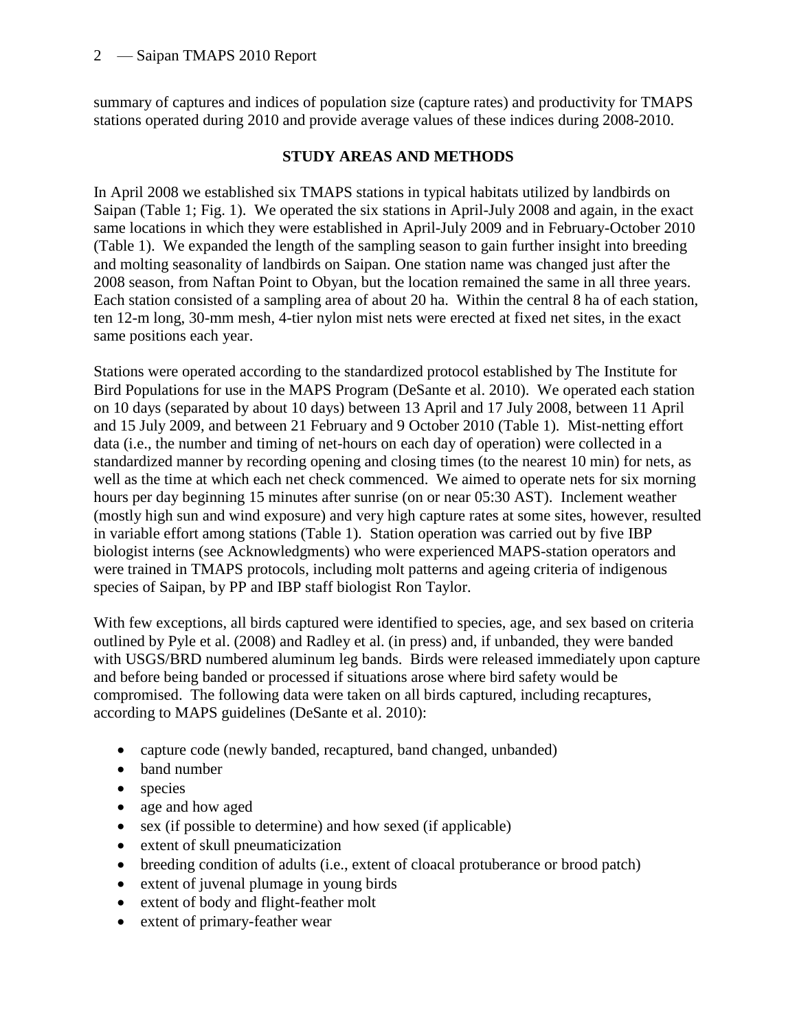summary of captures and indices of population size (capture rates) and productivity for TMAPS stations operated during 2010 and provide average values of these indices during 2008-2010.

## STUDY AREAS AND METHODS

In April 2008 we established six TMAPS stations in typical habitats utilized by landbirds on Saipan (Table 1; Fig. 1). We operated the six stations in April-July 2008 and again, in the exact same locations in which they were established in April-July 2009 and in February-October 2010 (Table 1). We expanded the length of the sampling season to gain further insight into breeding and molting seasonality of landbirds on Saipan. One station name was changed just after the 2008 season, from Naftan Point to Obyan, but the location remained the same in all three years. Each station consisted of a sampling area of about 20 ha. Within the central 8 ha of each station, ten 12-m long, 30-mm mesh, 4-tier nylon mist nets were erected at fixed net sites, in the exact same positions each year.

Stations were operated according to the standardized protocol established by The Institute for Bird Populations for use in the MAPS Program (DeSante et al. 2010). We operated each station on 10 days (separated by about 10 days) between 13 April and 17 July 2008, between 11 April and 15 July 2009, and between 21 February and 9 October 2010 (Table 1). Mist-netting effort data (i.e., the number and timing of net-hours on each day of operation) were collected in a standardized manner by recording opening and closing times (to the nearest 10 min) for nets, as well as the time at which each net check commenced. We aimed to operate nets for six morning hours per day beginning 15 minutes after sunrise (on or near 05:30 AST). Inclement weather (mostly high sun and wind exposure) and very high capture rates at some sites, however, resulted in variable effort among stations (Table 1). Station operation was carried out by five IBP biologist interns (see Acknowledgments) who were experienced MAPS-station operators and were trained in TMAPS protocols, including molt patterns and ageing criteria of indigenous species of Saipan, by PP and IBP staff biologist Ron Taylor.

With few exceptions, all birds captured were identified to species, age, and sex based on criteria outlined by Pyle et al. (2008) and Radley et al. (in press) and, if unbanded, they were banded with USGS/BRD numbered aluminum leg bands. Birds were released immediately upon capture and before being banded or processed if situations arose where bird safety would be compromised. The following data were taken on all birds captured, including recaptures, according to MAPS guidelines (DeSante et al. 2010):

- capture code (newly banded, recaptured, band changed, unbanded)
- band number
- species
- age and how aged
- sex (if possible to determine) and how sexed (if applicable)
- extent of skull pneumaticization
- breeding condition of adults (i.e., extent of cloacal protuberance or brood patch)
- extent of juvenal plumage in young birds
- extent of body and flight-feather molt
- extent of primary-feather wear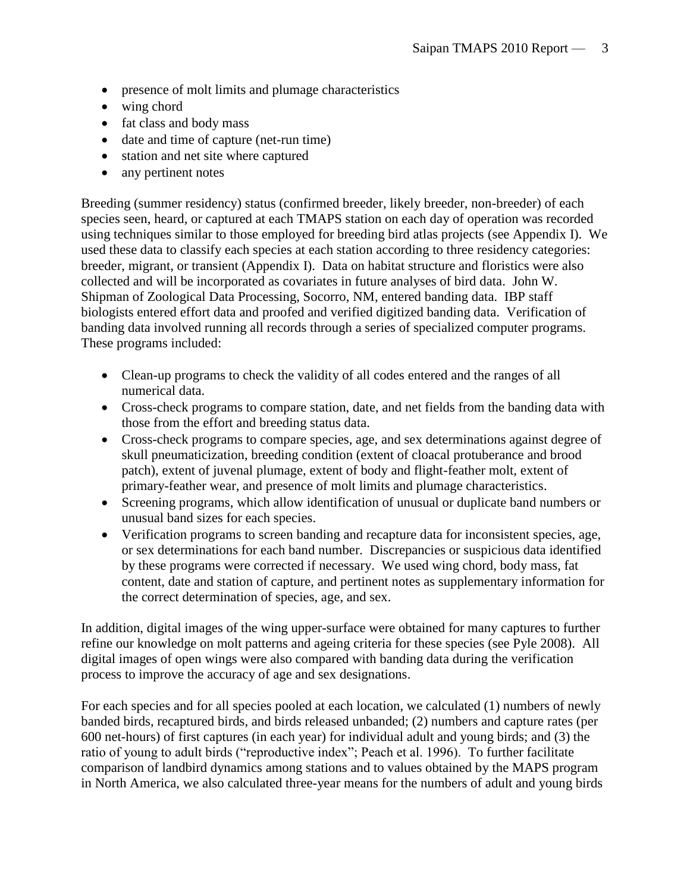- presence of molt limits and plumage characteristics
- wing chord
- fat class and body mass
- date and time of capture (net-run time)
- station and net site where captured
- any pertinent notes

Breeding (summer residency) status (confirmed breeder, likely breeder, non-breeder) of each species seen, heard, or captured at each TMAPS station on each day of operation was recorded using techniques similar to those employed for breeding bird atlas projects (see Appendix I). We used these data to classify each species at each station according to three residency categories: breeder, migrant, or transient (Appendix I). Data on habitat structure and floristics were also collected and will be incorporated as covariates in future analyses of bird data. John W. Shipman of Zoological Data Processing, Socorro, NM, entered banding data. IBP staff biologists entered effort data and proofed and verified digitized banding data. Verification of banding data involved running all records through a series of specialized computer programs. These programs included:

- Clean-up programs to check the validity of all codes entered and the ranges of all numerical data.
- Cross-check programs to compare station, date, and net fields from the banding data with those from the effort and breeding status data.
- Cross-check programs to compare species, age, and sex determinations against degree of skull pneumaticization, breeding condition (extent of cloacal protuberance and brood patch), extent of juvenal plumage, extent of body and flight-feather molt, extent of primary-feather wear, and presence of molt limits and plumage characteristics.
- Screening programs, which allow identification of unusual or duplicate band numbers or unusual band sizes for each species.
- Verification programs to screen banding and recapture data for inconsistent species, age, or sex determinations for each band number. Discrepancies or suspicious data identified by these programs were corrected if necessary. We used wing chord, body mass, fat content, date and station of capture, and pertinent notes as supplementary information for the correct determination of species, age, and sex.

In addition, digital images of the wing upper-surface were obtained for many captures to further refine our knowledge on molt patterns and ageing criteria for these species (see Pyle 2008). All digital images of open wings were also compared with banding data during the verification process to improve the accuracy of age and sex designations.

For each species and for all species pooled at each location, we calculated (1) numbers of newly banded birds, recaptured birds, and birds released unbanded; (2) numbers and capture rates (per 600 net-hours) of first captures (in each year) for individual adult and young birds; and (3) the ratio of young to adult birds ("reproductive index"; Peach et al. 1996). To further facilitate comparison of landbird dynamics among stations and to values obtained by the MAPS program in North America, we also calculated three-year means for the numbers of adult and young birds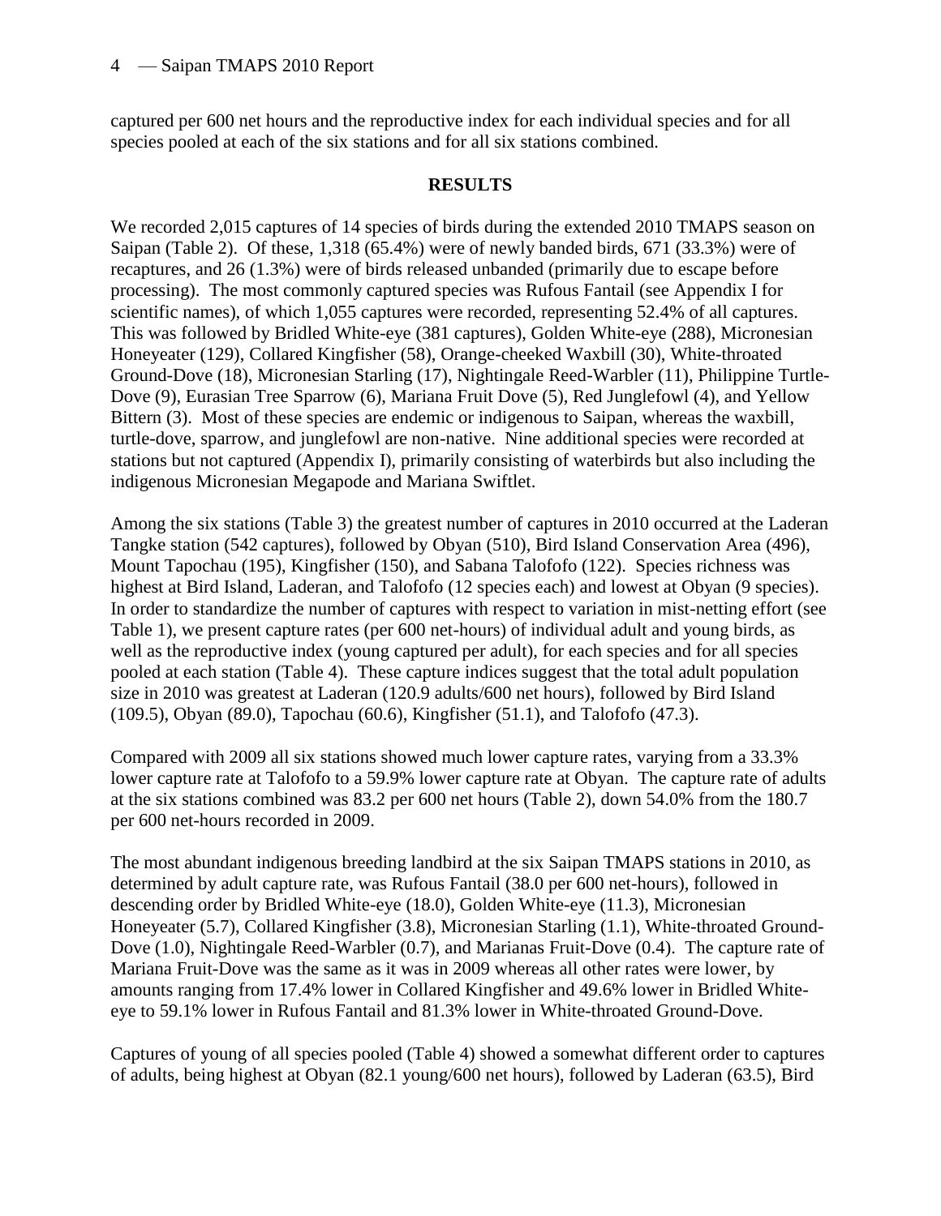captured per 600 net hours and the reproductive index for each individual species and for all species pooled at each of the six stations and for all six stations combined.

## RESULTS

We recorded 2,015 captures of 14 species of birds during the extended 2010 TMAPS season on Saipan (Table 2). Of these, 1,318 (65.4%) were of newly banded birds, 671 (33.3%) were of recaptures, and 26 (1.3%) were of birds released unbanded (primarily due to escape before processing). The most commonly captured species was Rufous Fantail (see Appendix I for scientific names), of which 1,055 captures were recorded, representing 52.4% of all captures. This was followed by Bridled White-eye (381 captures), Golden White-eye (288), Micronesian Honeyeater (129), Collared Kingfisher (58), Orange-cheeked Waxbill (30), White-throated Ground-Dove (18), Micronesian Starling (17), Nightingale Reed-Warbler (11), Philippine Turtle-Dove (9), Eurasian Tree Sparrow (6), Mariana Fruit Dove (5), Red Junglefowl (4), and Yellow Bittern (3). Most of these species are endemic or indigenous to Saipan, whereas the waxbill, turtle-dove, sparrow, and junglefowl are non-native. Nine additional species were recorded at stations but not captured (Appendix I), primarily consisting of waterbirds but also including the indigenous Micronesian Megapode and Mariana Swiftlet.

Among the six stations (Table 3) the greatest number of captures in 2010 occurred at the Laderan Tangke station (542 captures), followed by Obyan (510), Bird Island Conservation Area (496), Mount Tapochau (195), Kingfisher (150), and Sabana Talofofo (122). Species richness was highest at Bird Island, Laderan, and Talofofo (12 species each) and lowest at Obyan (9 species). In order to standardize the number of captures with respect to variation in mist-netting effort (see Table 1), we present capture rates (per 600 net-hours) of individual adult and young birds, as well as the reproductive index (young captured per adult), for each species and for all species pooled at each station (Table 4). These capture indices suggest that the total adult population size in 2010 was greatest at Laderan (120.9 adults/600 net hours), followed by Bird Island (109.5), Obyan (89.0), Tapochau (60.6), Kingfisher (51.1), and Talofofo (47.3).

Compared with 2009 all six stations showed much lower capture rates, varying from a 33.3% lower capture rate at Talofofo to a 59.9% lower capture rate at Obyan. The capture rate of adults at the six stations combined was 83.2 per 600 net hours (Table 2), down 54.0% from the 180.7 per 600 net-hours recorded in 2009.

The most abundant indigenous breeding landbird at the six Saipan TMAPS stations in 2010, as determined by adult capture rate, was Rufous Fantail (38.0 per 600 net-hours), followed in descending order by Bridled White-eye (18.0), Golden White-eye (11.3), Micronesian Honeyeater (5.7), Collared Kingfisher (3.8), Micronesian Starling (1.1), White-throated Ground-Dove (1.0), Nightingale Reed-Warbler (0.7), and Marianas Fruit-Dove (0.4). The capture rate of Mariana Fruit-Dove was the same as it was in 2009 whereas all other rates were lower, by amounts ranging from 17.4% lower in Collared Kingfisher and 49.6% lower in Bridled White-eye to 59.1% lower in Rufous Fantail and 81.3% lower in White-throated Ground-Dove.

Captures of young of all species pooled (Table 4) showed a somewhat different order to captures of adults, being highest at Obyan (82.1 young/600 net hours), followed by Laderan (63.5), Bird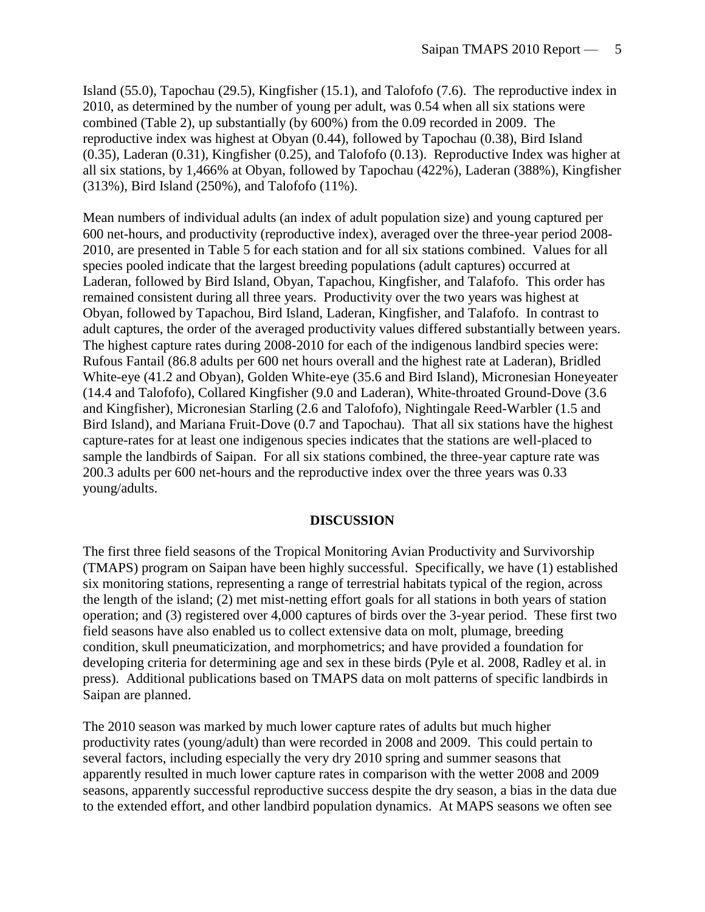Island (55.0), Tapochau (29.5), Kingfisher (15.1), and Talofofo (7.6). The reproductive index in 2010, as determined by the number of young per adult, was 0.54 when all six stations were combined (Table 2), up substantially (by 600%) from the 0.09 recorded in 2009. The reproductive index was highest at Obyan (0.44), followed by Tapochau (0.38), Bird Island (0.35), Laderan (0.31), Kingfisher (0.25), and Talofofo (0.13). Reproductive Index was higher at all six stations, by 1,466% at Obyan, followed by Tapochau (422%), Laderan (388%), Kingfisher (313%), Bird Island (250%), and Talofofo (11%).

Mean numbers of individual adults (an index of adult population size) and young captured per 600 net-hours, and productivity (reproductive index), averaged over the three-year period 2008-2010, are presented in Table 5 for each station and for all six stations combined. Values for all species pooled indicate that the largest breeding populations (adult captures) occurred at Laderan, followed by Bird Island, Obyan, Tapachou, Kingfisher, and Talafofo. This order has remained consistent during all three years. Productivity over the two years was highest at Obyan, followed by Tapachou, Bird Island, Laderan, Kingfisher, and Talafofo. In contrast to adult captures, the order of the averaged productivity values differed substantially between years. The highest capture rates during 2008-2010 for each of the indigenous landbird species were: Rufous Fantail (86.8 adults per 600 net hours overall and the highest rate at Laderan), Bridled White-eye (41.2 and Obyan), Golden White-eye (35.6 and Bird Island), Micronesian Honeyeater (14.4 and Talofofo), Collared Kingfisher (9.0 and Laderan), White-throated Ground-Dove (3.6 and Kingfisher), Micronesian Starling (2.6 and Talofofo), Nightingale Reed-Warbler (1.5 and Bird Island), and Mariana Fruit-Dove (0.7 and Tapochau). That all six stations have the highest capture-rates for at least one indigenous species indicates that the stations are well-placed to sample the landbirds of Saipan. For all six stations combined, the three-year capture rate was 200.3 adults per 600 net-hours and the reproductive index over the three years was 0.33 young/adults.

## DISCUSSION

The first three field seasons of the Tropical Monitoring Avian Productivity and Survivorship (TMAPS) program on Saipan have been highly successful. Specifically, we have (1) established six monitoring stations, representing a range of terrestrial habitats typical of the region, across the length of the island; (2) met mist-netting effort goals for all stations in both years of station operation; and (3) registered over 4,000 captures of birds over the 3-year period. These first two field seasons have also enabled us to collect extensive data on molt, plumage, breeding condition, skull pneumaticization, and morphometrics; and have provided a foundation for developing criteria for determining age and sex in these birds (Pyle et al. 2008, Radley et al. in press). Additional publications based on TMAPS data on molt patterns of specific landbirds in Saipan are planned.

The 2010 season was marked by much lower capture rates of adults but much higher productivity rates (young/adult) than were recorded in 2008 and 2009. This could pertain to several factors, including especially the very dry 2010 spring and summer seasons that apparently resulted in much lower capture rates in comparison with the wetter 2008 and 2009 seasons, apparently successful reproductive success despite the dry season, a bias in the data due to the extended effort, and other landbird population dynamics. At MAPS seasons we often see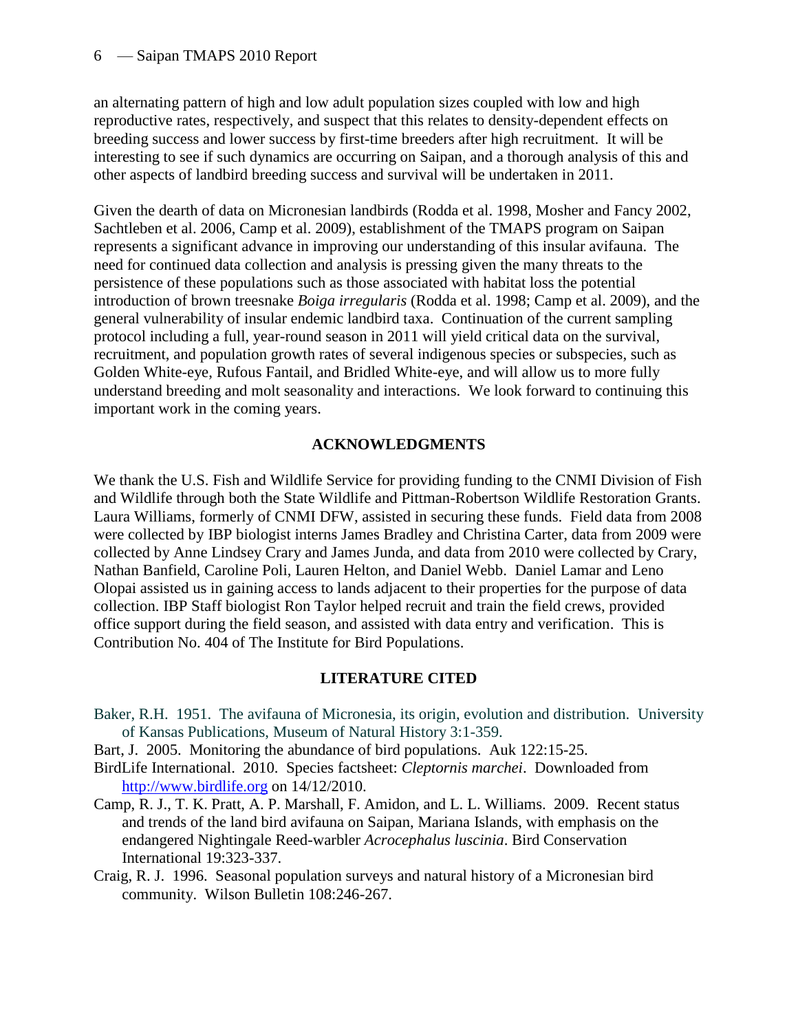an alternating pattern of high and low adult population sizes coupled with low and high reproductive rates, respectively, and suspect that this relates to density-dependent effects on breeding success and lower success by first-time breeders after high recruitment. It will be interesting to see if such dynamics are occurring on Saipan, and a thorough analysis of this and other aspects of landbird breeding success and survival will be undertaken in 2011.

Given the dearth of data on Micronesian landbirds (Rodda et al. 1998, Mosher and Fancy 2002, Sachtleben et al. 2006, Camp et al. 2009), establishment of the TMAPS program on Saipan represents a significant advance in improving our understanding of this insular avifauna. The need for continued data collection and analysis is pressing given the many threats to the persistence of these populations such as those associated with habitat loss the potential introduction of brown treesnake *Boiga irregularis* (Rodda et al. 1998; Camp et al. 2009), and the general vulnerability of insular endemic landbird taxa. Continuation of the current sampling protocol including a full, year-round season in 2011 will yield critical data on the survival, recruitment, and population growth rates of several indigenous species or subspecies, such as Golden White-eye, Rufous Fantail, and Bridled White-eye, and will allow us to more fully understand breeding and molt seasonality and interactions. We look forward to continuing this important work in the coming years.

## ACKNOWLEDGMENTS

We thank the U.S. Fish and Wildlife Service for providing funding to the CNMI Division of Fish and Wildlife through both the State Wildlife and Pittman-Robertson Wildlife Restoration Grants. Laura Williams, formerly of CNMI DFW, assisted in securing these funds. Field data from 2008 were collected by IBP biologist interns James Bradley and Christina Carter, data from 2009 were collected by Anne Lindsey Crary and James Junda, and data from 2010 were collected by Crary, Nathan Banfield, Caroline Poli, Lauren Helton, and Daniel Webb. Daniel Lamar and Leno Olopai assisted us in gaining access to lands adjacent to their properties for the purpose of data collection. IBP Staff biologist Ron Taylor helped recruit and train the field crews, provided office support during the field season, and assisted with data entry and verification. This is Contribution No. 404 of The Institute for Bird Populations.

## LITERATURE CITED

Baker, R.H. 1951. The avifauna of Micronesia, its origin, evolution and distribution. University of Kansas Publications, Museum of Natural History 3:1-359.

Bart, J. 2005. Monitoring the abundance of bird populations. Auk 122:15-25.

BirdLife International. 2010. Species factsheet: *Cleptornis marchei*. Downloaded from http://www.birdlife.org on 14/12/2010.

Camp, R. J., T. K. Pratt, A. P. Marshall, F. Amidon, and L. L. Williams. 2009. Recent status and trends of the land bird avifauna on Saipan, Mariana Islands, with emphasis on the endangered Nightingale Reed-warbler *Acrocephalus luscinia*. Bird Conservation International 19:323-337.

Craig, R. J. 1996. Seasonal population surveys and natural history of a Micronesian bird community. Wilson Bulletin 108:246-267.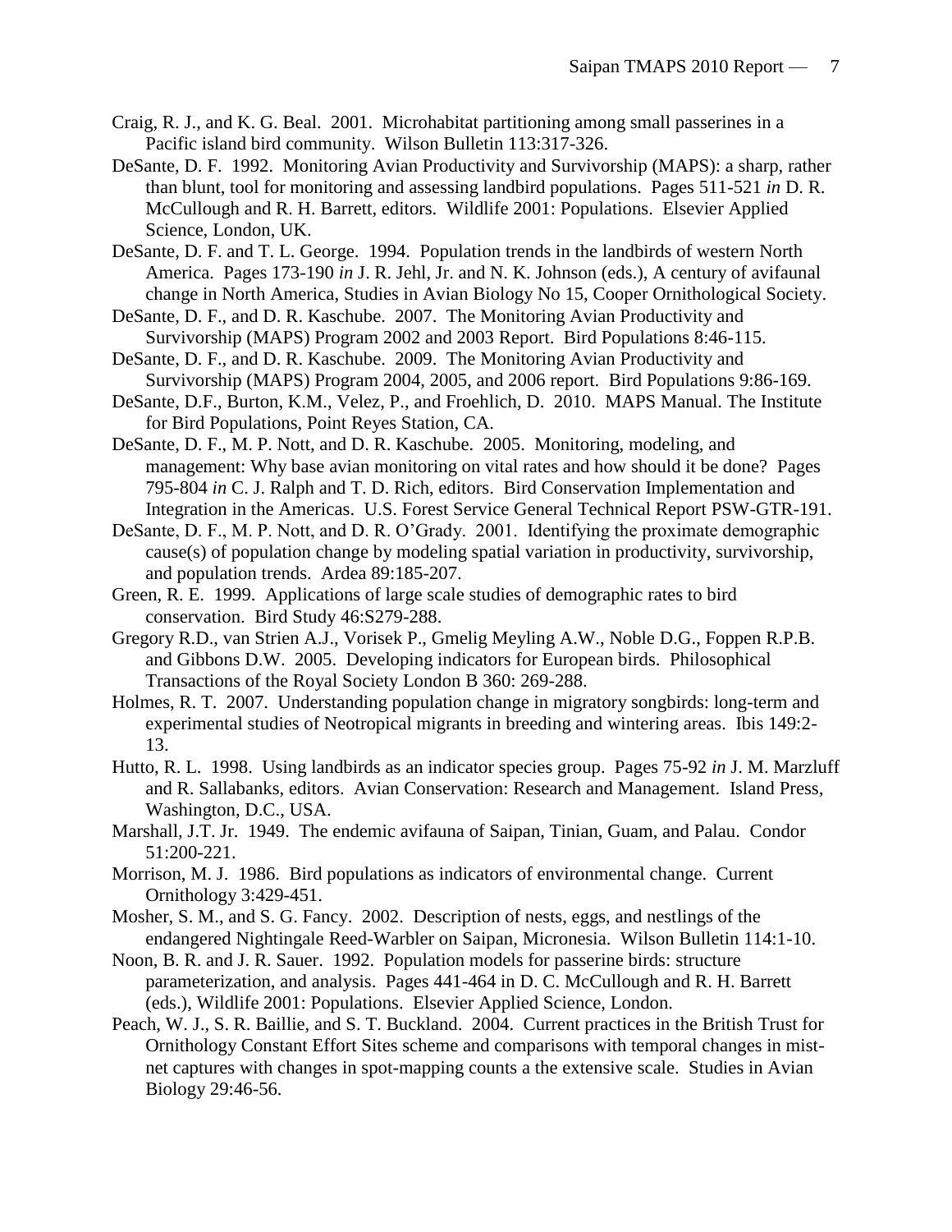Craig, R. J., and K. G. Beal. 2001. Microhabitat partitioning among small passerines in a Pacific island bird community. Wilson Bulletin 113:317-326.

DeSante, D. F. 1992. Monitoring Avian Productivity and Survivorship (MAPS): a sharp, rather than blunt, tool for monitoring and assessing landbird populations. Pages 511-521 *in* D. R. McCullough and R. H. Barrett, editors. Wildlife 2001: Populations. Elsevier Applied Science, London, UK.

DeSante, D. F. and T. L. George. 1994. Population trends in the landbirds of western North America. Pages 173-190 *in* J. R. Jehl, Jr. and N. K. Johnson (eds.), A century of avifaunal change in North America, Studies in Avian Biology No 15, Cooper Ornithological Society.

DeSante, D. F., and D. R. Kaschube. 2007. The Monitoring Avian Productivity and Survivorship (MAPS) Program 2002 and 2003 Report. Bird Populations 8:46-115.

DeSante, D. F., and D. R. Kaschube. 2009. The Monitoring Avian Productivity and Survivorship (MAPS) Program 2004, 2005, and 2006 report. Bird Populations 9:86-169.

DeSante, D.F., Burton, K.M., Velez, P., and Froehlich, D. 2010. MAPS Manual. The Institute for Bird Populations, Point Reyes Station, CA.

DeSante, D. F., M. P. Nott, and D. R. Kaschube. 2005. Monitoring, modeling, and management: Why base avian monitoring on vital rates and how should it be done? Pages 795-804 *in* C. J. Ralph and T. D. Rich, editors. Bird Conservation Implementation and Integration in the Americas. U.S. Forest Service General Technical Report PSW-GTR-191.

DeSante, D. F., M. P. Nott, and D. R. O'Grady. 2001. Identifying the proximate demographic cause(s) of population change by modeling spatial variation in productivity, survivorship, and population trends. Ardea 89:185-207.

Green, R. E. 1999. Applications of large scale studies of demographic rates to bird conservation. Bird Study 46:S279-288.

Gregory R.D., van Strien A.J., Vorisek P., Gmelig Meyling A.W., Noble D.G., Foppen R.P.B. and Gibbons D.W. 2005. Developing indicators for European birds. Philosophical Transactions of the Royal Society London B 360: 269-288.

Holmes, R. T. 2007. Understanding population change in migratory songbirds: long-term and experimental studies of Neotropical migrants in breeding and wintering areas. Ibis 149:2-13.

Hutto, R. L. 1998. Using landbirds as an indicator species group. Pages 75-92 *in* J. M. Marzluff and R. Sallabanks, editors. Avian Conservation: Research and Management. Island Press, Washington, D.C., USA.

Marshall, J.T. Jr. 1949. The endemic avifauna of Saipan, Tinian, Guam, and Palau. Condor 51:200-221.

Morrison, M. J. 1986. Bird populations as indicators of environmental change. Current Ornithology 3:429-451.

Mosher, S. M., and S. G. Fancy. 2002. Description of nests, eggs, and nestlings of the endangered Nightingale Reed-Warbler on Saipan, Micronesia. Wilson Bulletin 114:1-10.

Noon, B. R. and J. R. Sauer. 1992. Population models for passerine birds: structure parameterization, and analysis. Pages 441-464 in D. C. McCullough and R. H. Barrett (eds.), Wildlife 2001: Populations. Elsevier Applied Science, London.

Peach, W. J., S. R. Baillie, and S. T. Buckland. 2004. Current practices in the British Trust for Ornithology Constant Effort Sites scheme and comparisons with temporal changes in mist-net captures with changes in spot-mapping counts a the extensive scale. Studies in Avian Biology 29:46-56.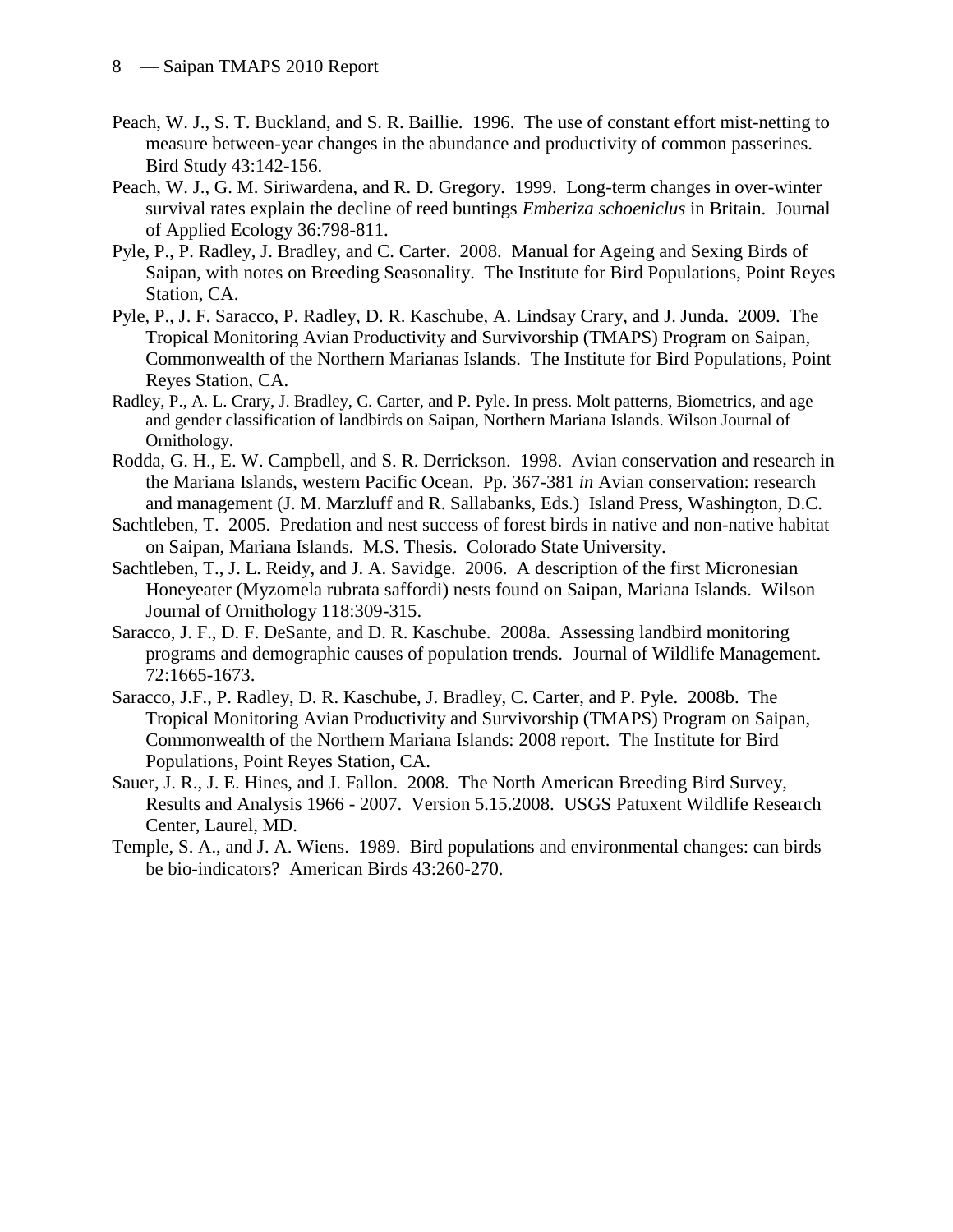Peach, W. J., S. T. Buckland, and S. R. Baillie. 1996. The use of constant effort mist-netting to measure between-year changes in the abundance and productivity of common passerines. Bird Study 43:142-156.

Peach, W. J., G. M. Siriwardena, and R. D. Gregory. 1999. Long-term changes in over-winter survival rates explain the decline of reed buntings *Emberiza schoeniclus* in Britain. Journal of Applied Ecology 36:798-811.

Pyle, P., P. Radley, J. Bradley, and C. Carter. 2008. Manual for Ageing and Sexing Birds of Saipan, with notes on Breeding Seasonality. The Institute for Bird Populations, Point Reyes Station, CA.

Pyle, P., J. F. Saracco, P. Radley, D. R. Kaschube, A. Lindsay Crary, and J. Junda. 2009. The Tropical Monitoring Avian Productivity and Survivorship (TMAPS) Program on Saipan, Commonwealth of the Northern Marianas Islands. The Institute for Bird Populations, Point Reyes Station, CA.

Radley, P., A. L. Crary, J. Bradley, C. Carter, and P. Pyle. In press. Molt patterns, Biometrics, and age and gender classification of landbirds on Saipan, Northern Mariana Islands. Wilson Journal of Ornithology.

Rodda, G. H., E. W. Campbell, and S. R. Derrickson. 1998. Avian conservation and research in the Mariana Islands, western Pacific Ocean. Pp. 367-381 *in* Avian conservation: research and management (J. M. Marzluff and R. Sallabanks, Eds.) Island Press, Washington, D.C.

Sachtleben, T. 2005. Predation and nest success of forest birds in native and non-native habitat on Saipan, Mariana Islands. M.S. Thesis. Colorado State University.

Sachtleben, T., J. L. Reidy, and J. A. Savidge. 2006. A description of the first Micronesian Honeyeater (Myzomela rubrata saffordi) nests found on Saipan, Mariana Islands. Wilson Journal of Ornithology 118:309-315.

Saracco, J. F., D. F. DeSante, and D. R. Kaschube. 2008a. Assessing landbird monitoring programs and demographic causes of population trends. Journal of Wildlife Management. 72:1665-1673.

Saracco, J.F., P. Radley, D. R. Kaschube, J. Bradley, C. Carter, and P. Pyle. 2008b. The Tropical Monitoring Avian Productivity and Survivorship (TMAPS) Program on Saipan, Commonwealth of the Northern Mariana Islands: 2008 report. The Institute for Bird Populations, Point Reyes Station, CA.

Sauer, J. R., J. E. Hines, and J. Fallon. 2008. The North American Breeding Bird Survey, Results and Analysis 1966 - 2007. Version 5.15.2008. USGS Patuxent Wildlife Research Center, Laurel, MD.

Temple, S. A., and J. A. Wiens. 1989. Bird populations and environmental changes: can birds be bio-indicators? American Birds 43:260-270.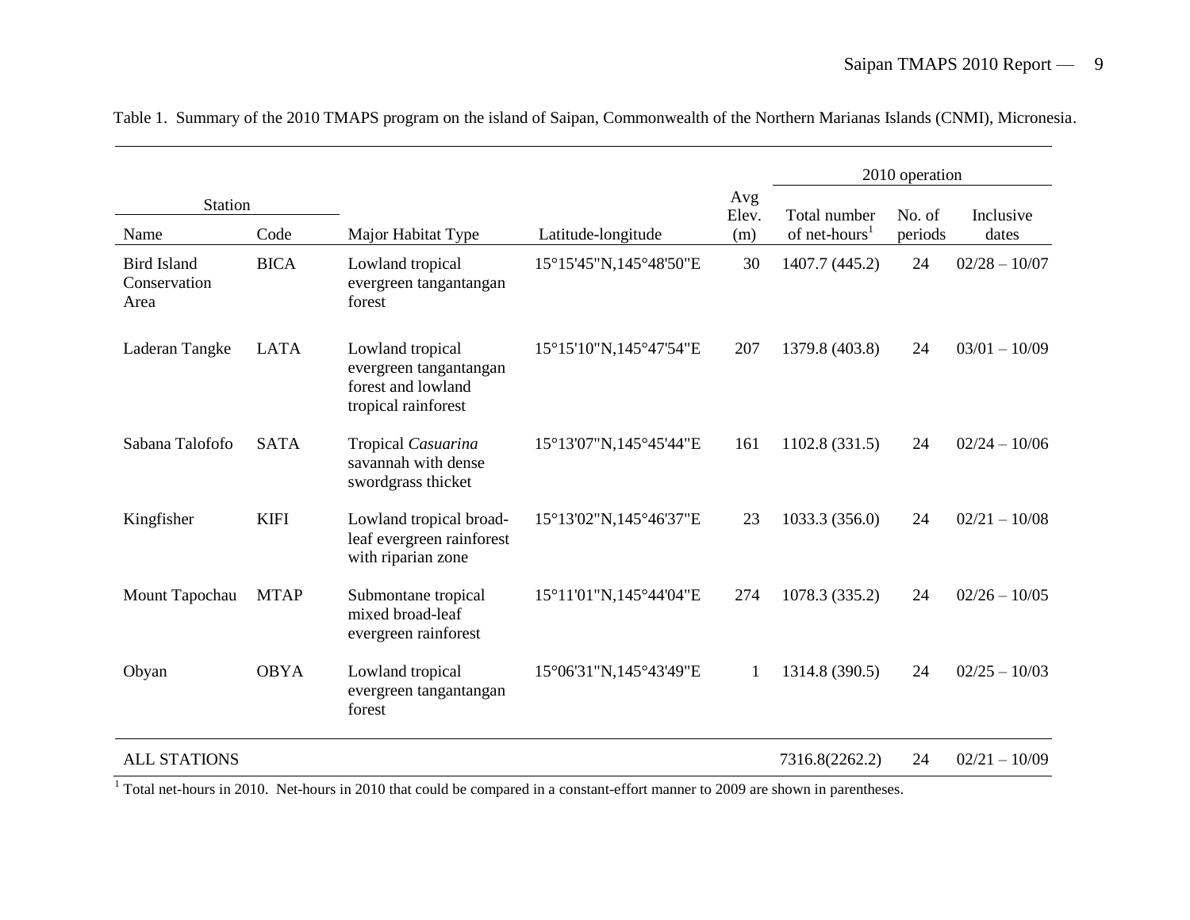Table 1. Summary of the 2010 TMAPS program on the island of Saipan, Commonwealth of the Northern Marianas Islands (CNMI), Micronesia.

| Station | | | | | 2010 operation | | |
|---|---|---|---|---|---|---|---|
| Name | Code | Major Habitat Type | Latitude-longitude | Avg Elev. (m) | Total number of net-hours[1] | No. of periods | Inclusive dates |
| Bird Island Conservation Area | BICA | Lowland tropical evergreen tangantangan forest | 15°15'45"N,145°48'50"E | 30 | 1407.7 (445.2) | 24 | 02/28 – 10/07 |
| Laderan Tangke | LATA | Lowland tropical evergreen tangantangan forest and lowland tropical rainforest | 15°15'10"N,145°47'54"E | 207 | 1379.8 (403.8) | 24 | 03/01 – 10/09 |
| Sabana Talofofo | SATA | Tropical *Casuarina* savannah with dense swordgrass thicket | 15°13'07"N,145°45'44"E | 161 | 1102.8 (331.5) | 24 | 02/24 – 10/06 |
| Kingfisher | KIFI | Lowland tropical broad-leaf evergreen rainforest with riparian zone | 15°13'02"N,145°46'37"E | 23 | 1033.3 (356.0) | 24 | 02/21 – 10/08 |
| Mount Tapochau | MTAP | Submontane tropical mixed broad-leaf evergreen rainforest | 15°11'01"N,145°44'04"E | 274 | 1078.3 (335.2) | 24 | 02/26 – 10/05 |
| Obyan | OBYA | Lowland tropical evergreen tangantangan forest | 15°06'31"N,145°43'49"E | 1 | 1314.8 (390.5) | 24 | 02/25 – 10/03 |
| ALL STATIONS | | | | | 7316.8(2262.2) | 24 | 02/21 – 10/09 |

[1] Total net-hours in 2010. Net-hours in 2010 that could be compared in a constant-effort manner to 2009 are shown in parentheses.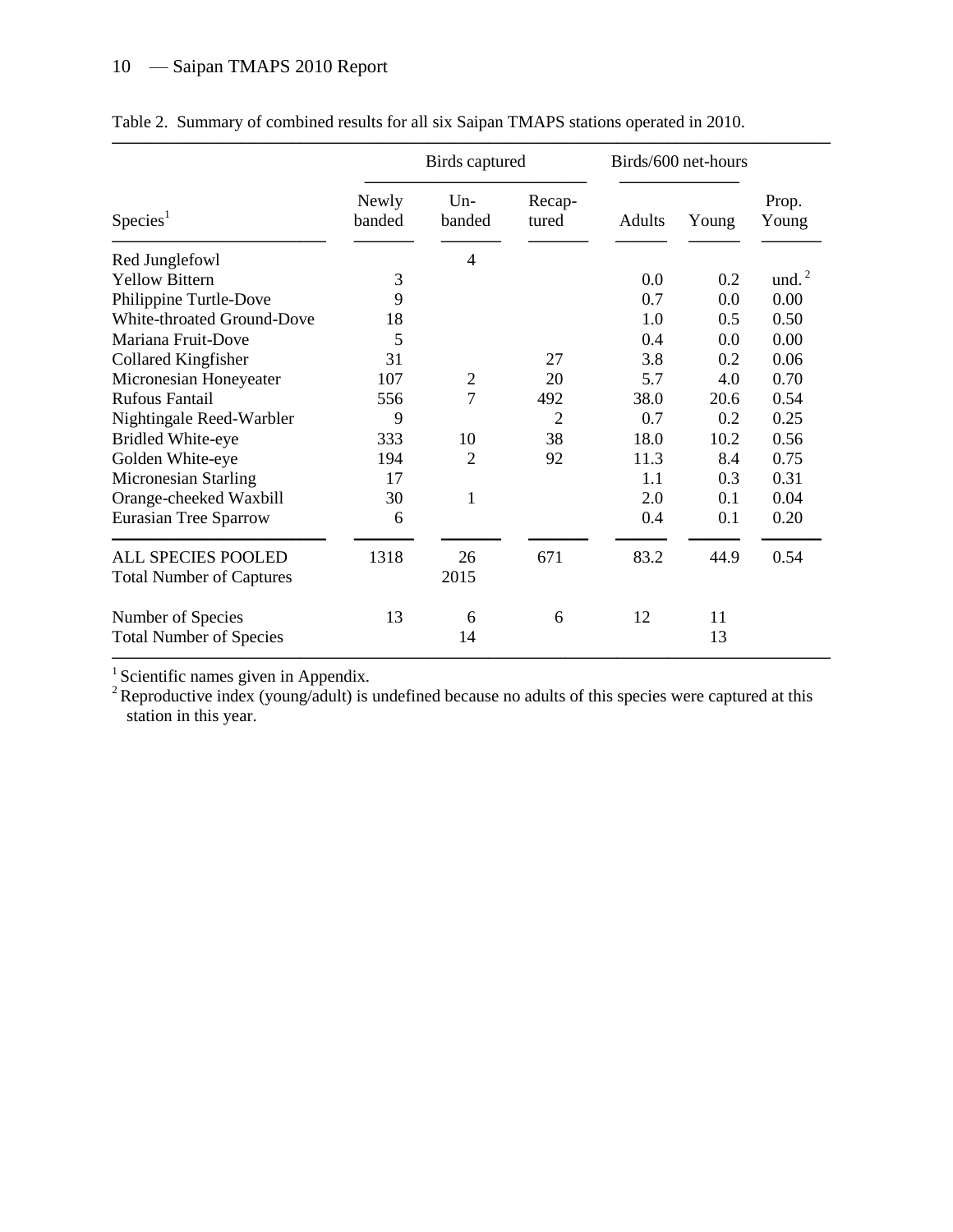Table 2. Summary of combined results for all six Saipan TMAPS stations operated in 2010.

| Species[1] | Birds captured | | | Birds/600 net-hours | | |
|---|---|---|---|---|---|---|
| | Newly banded | Un-banded | Recap-tured | Adults | Young | Prop. Young |
| Red Junglefowl | | 4 | | | | |
| Yellow Bittern | 3 | | | 0.0 | 0.2 | und. [2] |
| Philippine Turtle-Dove | 9 | | | 0.7 | 0.0 | 0.00 |
| White-throated Ground-Dove | 18 | | | 1.0 | 0.5 | 0.50 |
| Mariana Fruit-Dove | 5 | | | 0.4 | 0.0 | 0.00 |
| Collared Kingfisher | 31 | | 27 | 3.8 | 0.2 | 0.06 |
| Micronesian Honeyeater | 107 | 2 | 20 | 5.7 | 4.0 | 0.70 |
| Rufous Fantail | 556 | 7 | 492 | 38.0 | 20.6 | 0.54 |
| Nightingale Reed-Warbler | 9 | | 2 | 0.7 | 0.2 | 0.25 |
| Bridled White-eye | 333 | 10 | 38 | 18.0 | 10.2 | 0.56 |
| Golden White-eye | 194 | 2 | 92 | 11.3 | 8.4 | 0.75 |
| Micronesian Starling | 17 | | | 1.1 | 0.3 | 0.31 |
| Orange-cheeked Waxbill | 30 | 1 | | 2.0 | 0.1 | 0.04 |
| Eurasian Tree Sparrow | 6 | | | 0.4 | 0.1 | 0.20 |
| ALL SPECIES POOLED | 1318 | 26 | 671 | 83.2 | 44.9 | 0.54 |
| Total Number of Captures | | 2015 | | | | |
| Number of Species | 13 | 6 | 6 | 12 | 11 | |
| Total Number of Species | | 14 | | | 13 | |

[1] Scientific names given in Appendix.

[2] Reproductive index (young/adult) is undefined because no adults of this species were captured at this station in this year.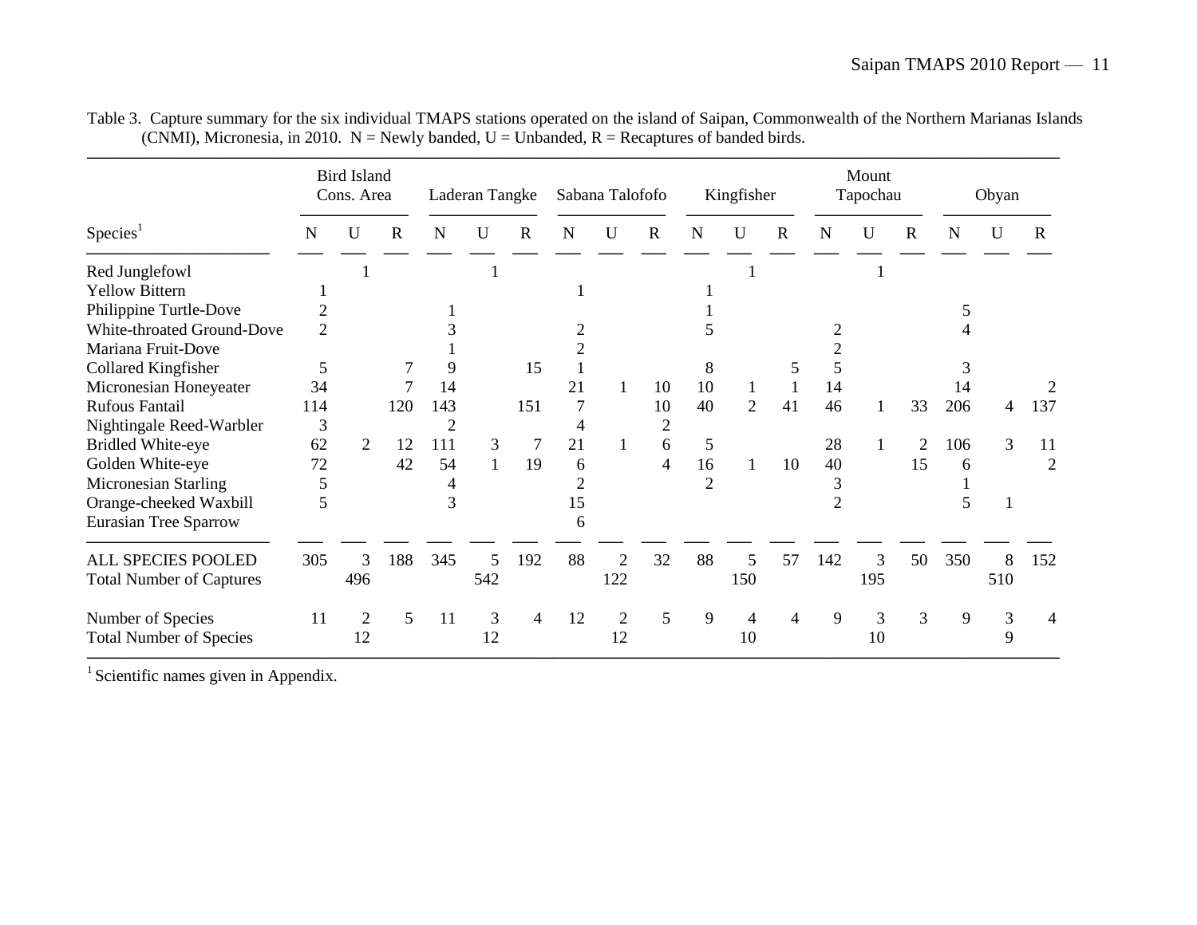Table 3. Capture summary for the six individual TMAPS stations operated on the island of Saipan, Commonwealth of the Northern Marianas Islands (CNMI), Micronesia, in 2010. N = Newly banded, U = Unbanded, R = Recaptures of banded birds.

| | Bird Island Cons. Area | | | Laderan Tangke | | | Sabana Talofofo | | | Kingfisher | | | Mount Tapochau | | | Obyan | | |
|---|---|---|---|---|---|---|---|---|---|---|---|---|---|---|---|---|---|---|
| Species[1] | N | U | R | N | U | R | N | U | R | N | U | R | N | U | R | N | U | R |
| Red Junglefowl | | 1 | | | 1 | | | | | | 1 | | | 1 | | | | |
| Yellow Bittern | 1 | | | | | | 1 | | | 1 | | | | | | | | |
| Philippine Turtle-Dove | 2 | | | 1 | | | | | | 1 | | | | | | 5 | | |
| White-throated Ground-Dove | 2 | | | 3 | | | 2 | | | 5 | | | 2 | | | 4 | | |
| Mariana Fruit-Dove | | | | 1 | | | 2 | | | | | | 2 | | | | | |
| Collared Kingfisher | 5 | | 7 | 9 | | 15 | 1 | | | 8 | | 5 | 5 | | | 3 | | |
| Micronesian Honeyeater | 34 | | 7 | 14 | | | 21 | 1 | 10 | 10 | 1 | 1 | 14 | | | 14 | | 2 |
| Rufous Fantail | 114 | | 120 | 143 | | 151 | 7 | | 10 | 40 | 2 | 41 | 46 | 1 | 33 | 206 | 4 | 137 |
| Nightingale Reed-Warbler | 3 | | | 2 | | | 4 | | 2 | | | | | | | | | |
| Bridled White-eye | 62 | 2 | 12 | 111 | 3 | 7 | 21 | 1 | 6 | 5 | | | 28 | 1 | 2 | 106 | 3 | 11 |
| Golden White-eye | 72 | | 42 | 54 | 1 | 19 | 6 | | 4 | 16 | 1 | 10 | 40 | | 15 | 6 | | 2 |
| Micronesian Starling | 5 | | | 4 | | | 2 | | | 2 | | | 3 | | | 1 | | |
| Orange-cheeked Waxbill | 5 | | | 3 | | | 15 | | | | | | 2 | | | 5 | 1 | |
| Eurasian Tree Sparrow | | | | | | | 6 | | | | | | | | | | | |
| ALL SPECIES POOLED | 305 | 3 | 188 | 345 | 5 | 192 | 88 | 2 | 32 | 88 | 5 | 57 | 142 | 3 | 50 | 350 | 8 | 152 |
| Total Number of Captures | | 496 | | | 542 | | | 122 | | | 150 | | | 195 | | | 510 | |
| Number of Species | 11 | 2 | 5 | 11 | 3 | 4 | 12 | 2 | 5 | 9 | 4 | 4 | 9 | 3 | 3 | 9 | 3 | 4 |
| Total Number of Species | | 12 | | | 12 | | | 12 | | | 10 | | | 10 | | | 9 | |

[1] Scientific names given in Appendix.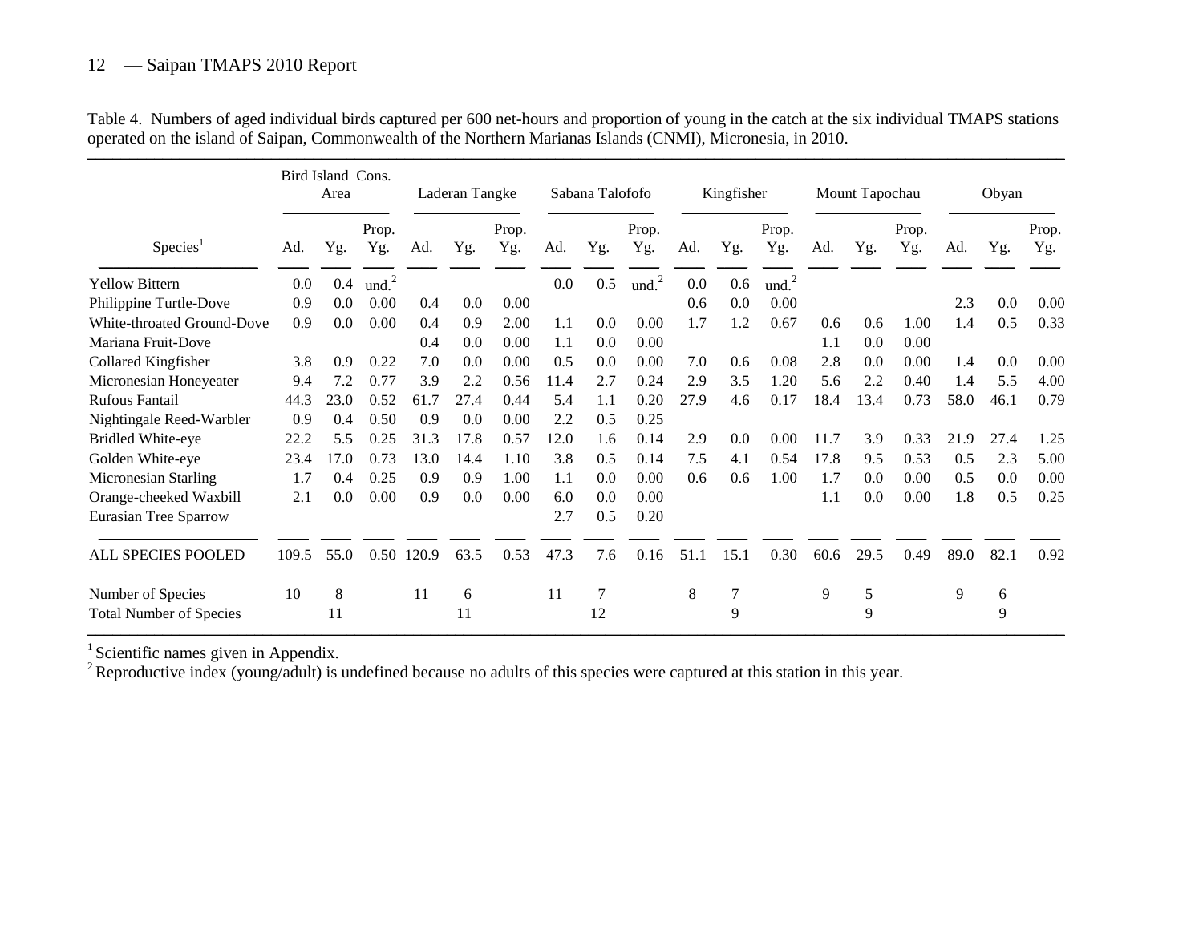Table 4. Numbers of aged individual birds captured per 600 net-hours and proportion of young in the catch at the six individual TMAPS stations operated on the island of Saipan, Commonwealth of the Northern Marianas Islands (CNMI), Micronesia, in 2010.

| Species[1] | Bird Island Cons. Area | | | Laderan Tangke | | | Sabana Talofofo | | | Kingfisher | | | Mount Tapochau | | | Obyan | | |
|---|---|---|---|---|---|---|---|---|---|---|---|---|---|---|---|---|---|---|
| | Ad. | Yg. | Prop. Yg. | Ad. | Yg. | Prop. Yg. | Ad. | Yg. | Prop. Yg. | Ad. | Yg. | Prop. Yg. | Ad. | Yg. | Prop. Yg. | Ad. | Yg. | Prop. Yg. |
| Yellow Bittern | 0.0 | 0.4 | und.[2] | | | | 0.0 | 0.5 | und.[2] | 0.0 | 0.6 | und.[2] | | | | | | |
| Philippine Turtle-Dove | 0.9 | 0.0 | 0.00 | 0.4 | 0.0 | 0.00 | | | | 0.6 | 0.0 | 0.00 | | | | 2.3 | 0.0 | 0.00 |
| White-throated Ground-Dove | 0.9 | 0.0 | 0.00 | 0.4 | 0.9 | 2.00 | 1.1 | 0.0 | 0.00 | 1.7 | 1.2 | 0.67 | 0.6 | 0.6 | 1.00 | 1.4 | 0.5 | 0.33 |
| Mariana Fruit-Dove | | | | 0.4 | 0.0 | 0.00 | 1.1 | 0.0 | 0.00 | | | | 1.1 | 0.0 | 0.00 | | | |
| Collared Kingfisher | 3.8 | 0.9 | 0.22 | 7.0 | 0.0 | 0.00 | 0.5 | 0.0 | 0.00 | 7.0 | 0.6 | 0.08 | 2.8 | 0.0 | 0.00 | 1.4 | 0.0 | 0.00 |
| Micronesian Honeyeater | 9.4 | 7.2 | 0.77 | 3.9 | 2.2 | 0.56 | 11.4 | 2.7 | 0.24 | 2.9 | 3.5 | 1.20 | 5.6 | 2.2 | 0.40 | 1.4 | 5.5 | 4.00 |
| Rufous Fantail | 44.3 | 23.0 | 0.52 | 61.7 | 27.4 | 0.44 | 5.4 | 1.1 | 0.20 | 27.9 | 4.6 | 0.17 | 18.4 | 13.4 | 0.73 | 58.0 | 46.1 | 0.79 |
| Nightingale Reed-Warbler | 0.9 | 0.4 | 0.50 | 0.9 | 0.0 | 0.00 | 2.2 | 0.5 | 0.25 | | | | | | | | | |
| Bridled White-eye | 22.2 | 5.5 | 0.25 | 31.3 | 17.8 | 0.57 | 12.0 | 1.6 | 0.14 | 2.9 | 0.0 | 0.00 | 11.7 | 3.9 | 0.33 | 21.9 | 27.4 | 1.25 |
| Golden White-eye | 23.4 | 17.0 | 0.73 | 13.0 | 14.4 | 1.10 | 3.8 | 0.5 | 0.14 | 7.5 | 4.1 | 0.54 | 17.8 | 9.5 | 0.53 | 0.5 | 2.3 | 5.00 |
| Micronesian Starling | 1.7 | 0.4 | 0.25 | 0.9 | 0.9 | 1.00 | 1.1 | 0.0 | 0.00 | 0.6 | 0.6 | 1.00 | 1.7 | 0.0 | 0.00 | 0.5 | 0.0 | 0.00 |
| Orange-cheeked Waxbill | 2.1 | 0.0 | 0.00 | 0.9 | 0.0 | 0.00 | 6.0 | 0.0 | 0.00 | | | | 1.1 | 0.0 | 0.00 | 1.8 | 0.5 | 0.25 |
| Eurasian Tree Sparrow | | | | | | | 2.7 | 0.5 | 0.20 | | | | | | | | | |
| ALL SPECIES POOLED | 109.5 | 55.0 | 0.50 | 120.9 | 63.5 | 0.53 | 47.3 | 7.6 | 0.16 | 51.1 | 15.1 | 0.30 | 60.6 | 29.5 | 0.49 | 89.0 | 82.1 | 0.92 |
| Number of Species | 10 | 8 | | 11 | 6 | | 11 | 7 | | 8 | 7 | | 9 | 5 | | 9 | 6 | |
| Total Number of Species | | 11 | | | 11 | | | 12 | | | 9 | | | 9 | | | 9 | |

[1] Scientific names given in Appendix.

[2] Reproductive index (young/adult) is undefined because no adults of this species were captured at this station in this year.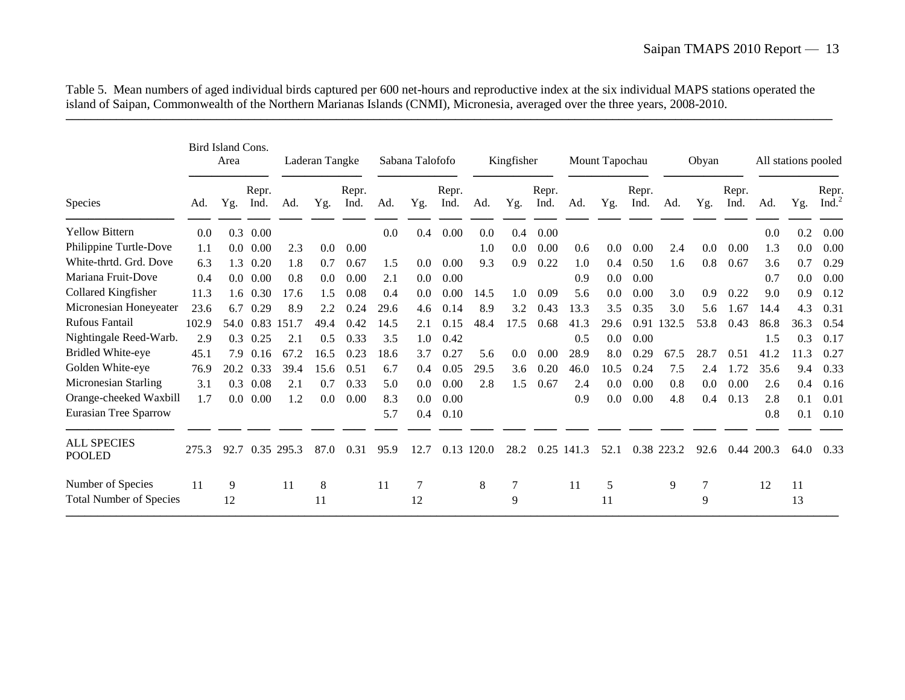Table 5. Mean numbers of aged individual birds captured per 600 net-hours and reproductive index at the six individual MAPS stations operated the island of Saipan, Commonwealth of the Northern Marianas Islands (CNMI), Micronesia, averaged over the three years, 2008-2010.

| Species | Bird Island Cons. Area | | | Laderan Tangke | | | Sabana Talofofo | | | Kingfisher | | | Mount Tapochau | | | Obyan | | | All stations pooled | | |
|---|---|---|---|---|---|---|---|---|---|---|---|---|---|---|---|---|---|---|---|---|---|
| | Ad. | Yg. | Repr. Ind. | Ad. | Yg. | Repr. Ind. | Ad. | Yg. | Repr. Ind. | Ad. | Yg. | Repr. Ind. | Ad. | Yg. | Repr. Ind. | Ad. | Yg. | Repr. Ind. | Ad. | Yg. | Repr. Ind.[2] |
| Yellow Bittern | 0.0 | 0.3 | 0.00 | | | | 0.0 | 0.4 | 0.00 | 0.0 | 0.4 | 0.00 | | | | | | | 0.0 | 0.2 | 0.00 |
| Philippine Turtle-Dove | 1.1 | 0.0 | 0.00 | 2.3 | 0.0 | 0.00 | | | | 1.0 | 0.0 | 0.00 | 0.6 | 0.0 | 0.00 | 2.4 | 0.0 | 0.00 | 1.3 | 0.0 | 0.00 |
| White-thrtd. Grd. Dove | 6.3 | 1.3 | 0.20 | 1.8 | 0.7 | 0.67 | 1.5 | 0.0 | 0.00 | 9.3 | 0.9 | 0.22 | 1.0 | 0.4 | 0.50 | 1.6 | 0.8 | 0.67 | 3.6 | 0.7 | 0.29 |
| Mariana Fruit-Dove | 0.4 | 0.0 | 0.00 | 0.8 | 0.0 | 0.00 | 2.1 | 0.0 | 0.00 | | | | 0.9 | 0.0 | 0.00 | | | | 0.7 | 0.0 | 0.00 |
| Collared Kingfisher | 11.3 | 1.6 | 0.30 | 17.6 | 1.5 | 0.08 | 0.4 | 0.0 | 0.00 | 14.5 | 1.0 | 0.09 | 5.6 | 0.0 | 0.00 | 3.0 | 0.9 | 0.22 | 9.0 | 0.9 | 0.12 |
| Micronesian Honeyeater | 23.6 | 6.7 | 0.29 | 8.9 | 2.2 | 0.24 | 29.6 | 4.6 | 0.14 | 8.9 | 3.2 | 0.43 | 13.3 | 3.5 | 0.35 | 3.0 | 5.6 | 1.67 | 14.4 | 4.3 | 0.31 |
| Rufous Fantail | 102.9 | 54.0 | 0.83 | 151.7 | 49.4 | 0.42 | 14.5 | 2.1 | 0.15 | 48.4 | 17.5 | 0.68 | 41.3 | 29.6 | 0.91 | 132.5 | 53.8 | 0.43 | 86.8 | 36.3 | 0.54 |
| Nightingale Reed-Warb. | 2.9 | 0.3 | 0.25 | 2.1 | 0.5 | 0.33 | 3.5 | 1.0 | 0.42 | | | | 0.5 | 0.0 | 0.00 | | | | 1.5 | 0.3 | 0.17 |
| Bridled White-eye | 45.1 | 7.9 | 0.16 | 67.2 | 16.5 | 0.23 | 18.6 | 3.7 | 0.27 | 5.6 | 0.0 | 0.00 | 28.9 | 8.0 | 0.29 | 67.5 | 28.7 | 0.51 | 41.2 | 11.3 | 0.27 |
| Golden White-eye | 76.9 | 20.2 | 0.33 | 39.4 | 15.6 | 0.51 | 6.7 | 0.4 | 0.05 | 29.5 | 3.6 | 0.20 | 46.0 | 10.5 | 0.24 | 7.5 | 2.4 | 1.72 | 35.6 | 9.4 | 0.33 |
| Micronesian Starling | 3.1 | 0.3 | 0.08 | 2.1 | 0.7 | 0.33 | 5.0 | 0.0 | 0.00 | 2.8 | 1.5 | 0.67 | 2.4 | 0.0 | 0.00 | 0.8 | 0.0 | 0.00 | 2.6 | 0.4 | 0.16 |
| Orange-cheeked Waxbill | 1.7 | 0.0 | 0.00 | 1.2 | 0.0 | 0.00 | 8.3 | 0.0 | 0.00 | | | | 0.9 | 0.0 | 0.00 | 4.8 | 0.4 | 0.13 | 2.8 | 0.1 | 0.01 |
| Eurasian Tree Sparrow | | | | | | | 5.7 | 0.4 | 0.10 | | | | | | | | | | 0.8 | 0.1 | 0.10 |
| ALL SPECIES POOLED | 275.3 | 92.7 | 0.35 | 295.3 | 87.0 | 0.31 | 95.9 | 12.7 | 0.13 | 120.0 | 28.2 | 0.25 | 141.3 | 52.1 | 0.38 | 223.2 | 92.6 | 0.44 | 200.3 | 64.0 | 0.33 |
| Number of Species | 11 | 9 | | 11 | 8 | | 11 | 7 | | 8 | 7 | | 11 | 5 | | 9 | 7 | | 12 | 11 | |
| Total Number of Species | | 12 | | | 11 | | | 12 | | | 9 | | | 11 | | | 9 | | | 13 | |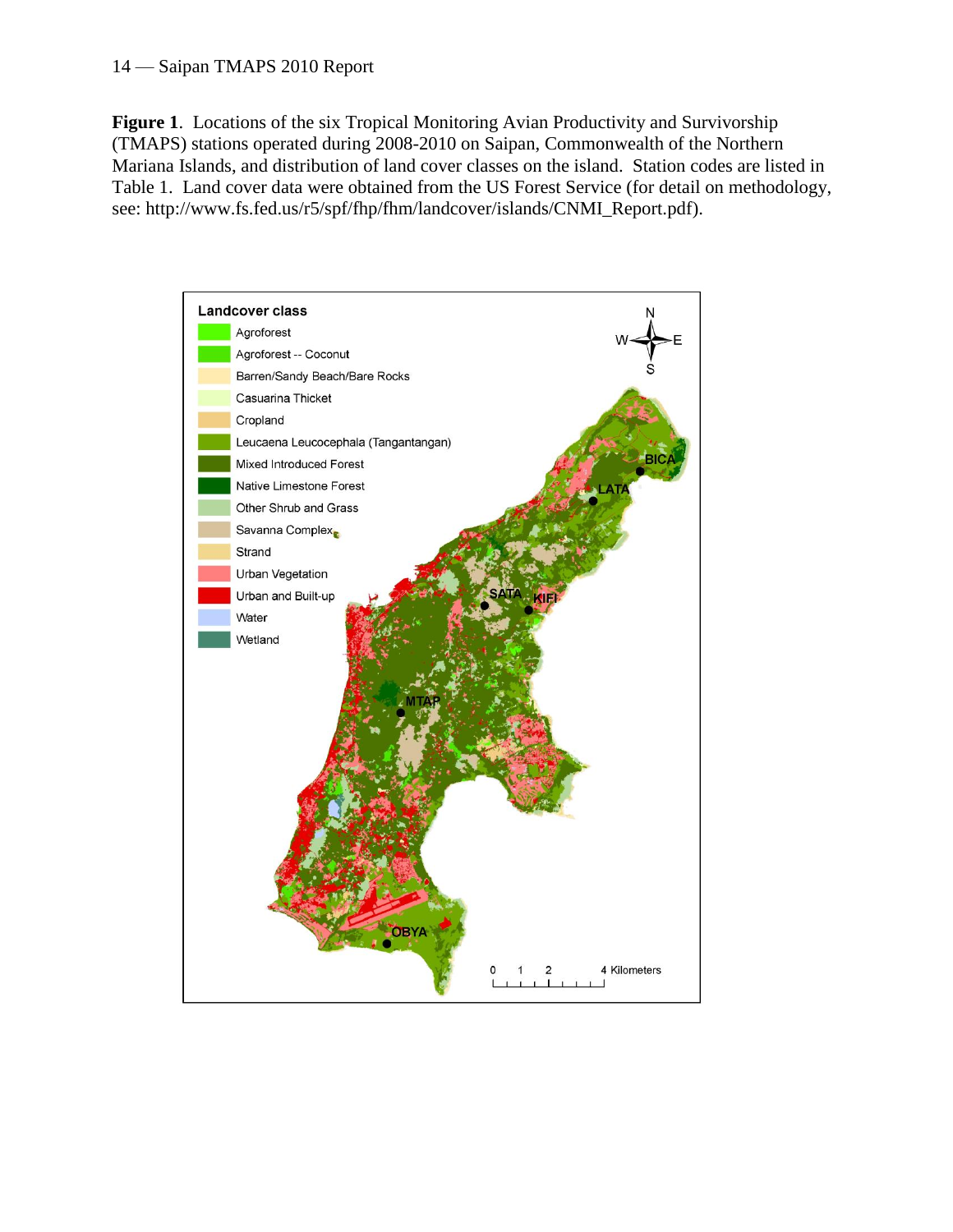**Figure 1**. Locations of the six Tropical Monitoring Avian Productivity and Survivorship (TMAPS) stations operated during 2008-2010 on Saipan, Commonwealth of the Northern Mariana Islands, and distribution of land cover classes on the island. Station codes are listed in Table 1. Land cover data were obtained from the US Forest Service (for detail on methodology, see: http://www.fs.fed.us/r5/spf/fhp/fhm/landcover/islands/CNMI_Report.pdf).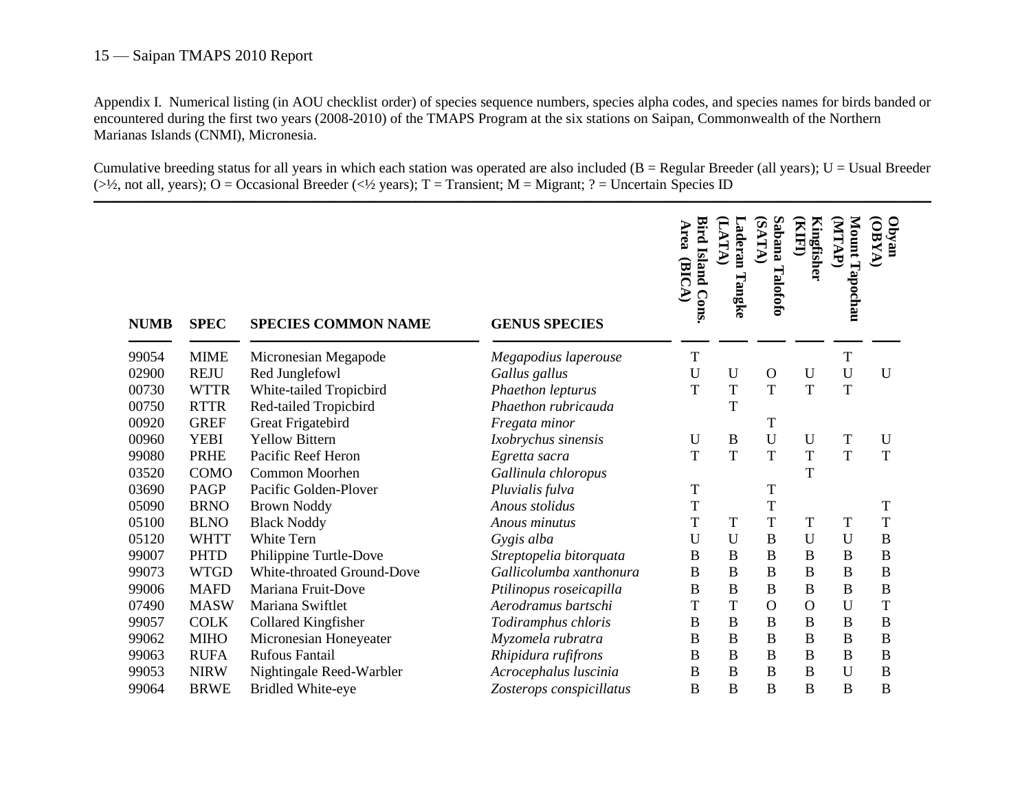Appendix I. Numerical listing (in AOU checklist order) of species sequence numbers, species alpha codes, and species names for birds banded or encountered during the first two years (2008-2010) of the TMAPS Program at the six stations on Saipan, Commonwealth of the Northern Marianas Islands (CNMI), Micronesia.

Cumulative breeding status for all years in which each station was operated are also included (B = Regular Breeder (all years); U = Usual Breeder (>½, not all, years); O = Occasional Breeder (<½ years); T = Transient; M = Migrant; ? = Uncertain Species ID

| NUMB | SPEC | SPECIES COMMON NAME | GENUS SPECIES | Bird Island Cons. Area (BICA) | Laderan Tangke (LATA) | Sabana Talofofo (SATA) | Kingfisher (KIFI) | Mount Tapochau (MTAP) | Obyan (OBYA) |
|---|---|---|---|---|---|---|---|---|---|
| 99054 | MIME | Micronesian Megapode | *Megapodius laperouse* | T | | | | T | |
| 02900 | REJU | Red Junglefowl | *Gallus gallus* | U | U | O | U | U | U |
| 00730 | WTTR | White-tailed Tropicbird | *Phaethon lepturus* | T | T | T | T | T | |
| 00750 | RTTR | Red-tailed Tropicbird | *Phaethon rubricauda* | | T | | | | |
| 00920 | GREF | Great Frigatebird | *Fregata minor* | | | T | | | |
| 00960 | YEBI | Yellow Bittern | *Ixobrychus sinensis* | U | B | U | U | T | U |
| 99080 | PRHE | Pacific Reef Heron | *Egretta sacra* | T | T | T | T | T | T |
| 03520 | COMO | Common Moorhen | *Gallinula chloropus* | | | | T | | |
| 03690 | PAGP | Pacific Golden-Plover | *Pluvialis fulva* | T | | T | | | |
| 05090 | BRNO | Brown Noddy | *Anous stolidus* | T | | T | | | T |
| 05100 | BLNO | Black Noddy | *Anous minutus* | T | T | T | T | T | T |
| 05120 | WHTT | White Tern | *Gygis alba* | U | U | B | U | U | B |
| 99007 | PHTD | Philippine Turtle-Dove | *Streptopelia bitorquata* | B | B | B | B | B | B |
| 99073 | WTGD | White-throated Ground-Dove | *Gallicolumba xanthonura* | B | B | B | B | B | B |
| 99006 | MAFD | Mariana Fruit-Dove | *Ptilinopus roseicapilla* | B | B | B | B | B | B |
| 07490 | MASW | Mariana Swiftlet | *Aerodramus bartschi* | T | T | O | O | U | T |
| 99057 | COLK | Collared Kingfisher | *Todiramphus chloris* | B | B | B | B | B | B |
| 99062 | MIHO | Micronesian Honeyeater | *Myzomela rubratra* | B | B | B | B | B | B |
| 99063 | RUFA | Rufous Fantail | *Rhipidura rufifrons* | B | B | B | B | B | B |
| 99053 | NIRW | Nightingale Reed-Warbler | *Acrocephalus luscinia* | B | B | B | B | U | B |
| 99064 | BRWE | Bridled White-eye | *Zosterops conspicillatus* | B | B | B | B | B | B |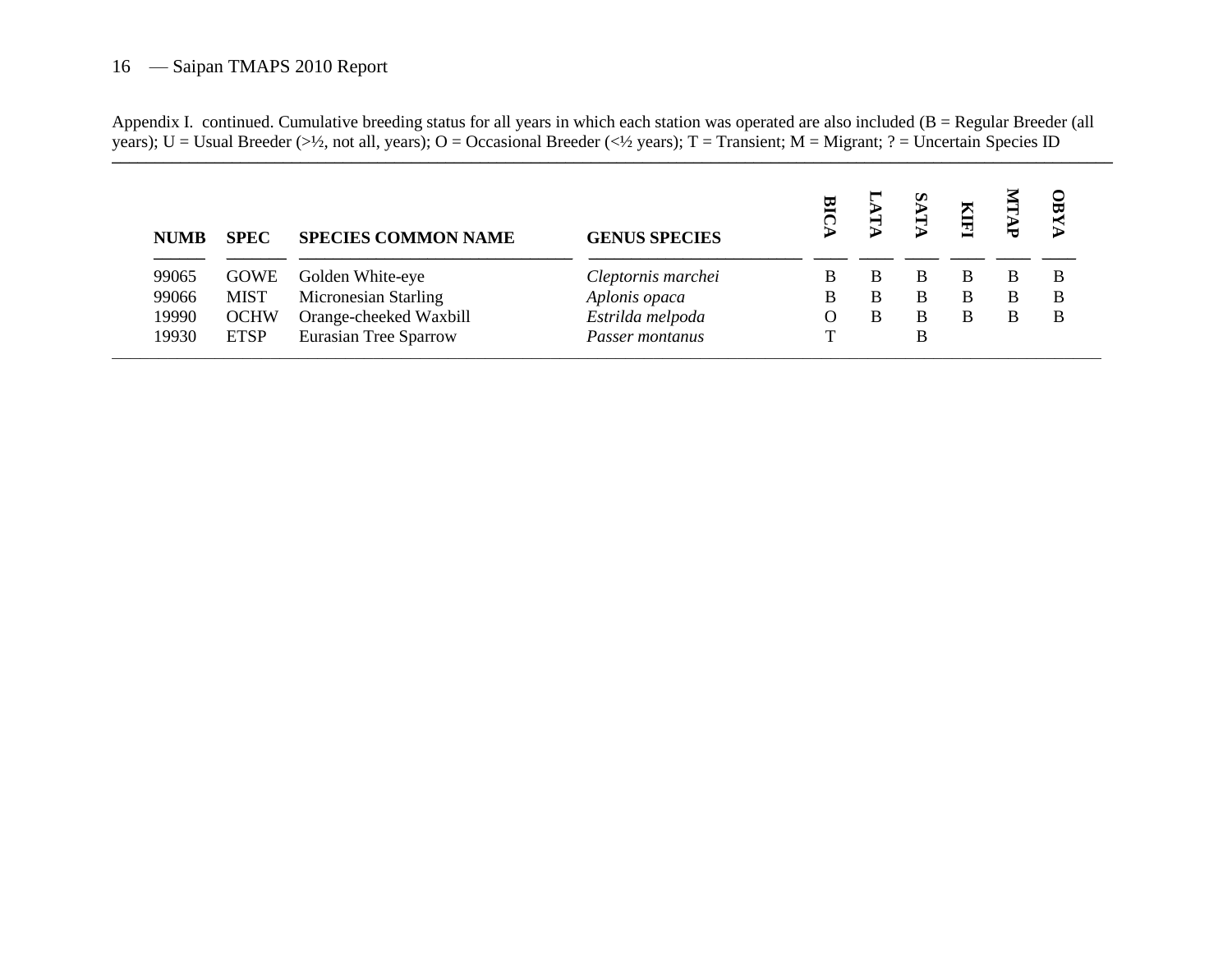Appendix I. continued. Cumulative breeding status for all years in which each station was operated are also included (B = Regular Breeder (all years); U = Usual Breeder (>½, not all, years); O = Occasional Breeder (<½ years); T = Transient; M = Migrant; ? = Uncertain Species ID

| NUMB | SPEC | SPECIES COMMON NAME | GENUS SPECIES | BICA | LATA | SATA | KIFI | MTAP | OBYA |
|---|---|---|---|---|---|---|---|---|---|
| 99065 | GOWE | Golden White-eye | *Cleptornis marchei* | B | B | B | B | B | B |
| 99066 | MIST | Micronesian Starling | *Aplonis opaca* | B | B | B | B | B | B |
| 19990 | OCHW | Orange-cheeked Waxbill | *Estrilda melpoda* | O | B | B | B | B | B |
| 19930 | ETSP | Eurasian Tree Sparrow | *Passer montanus* | T | | B | | | |